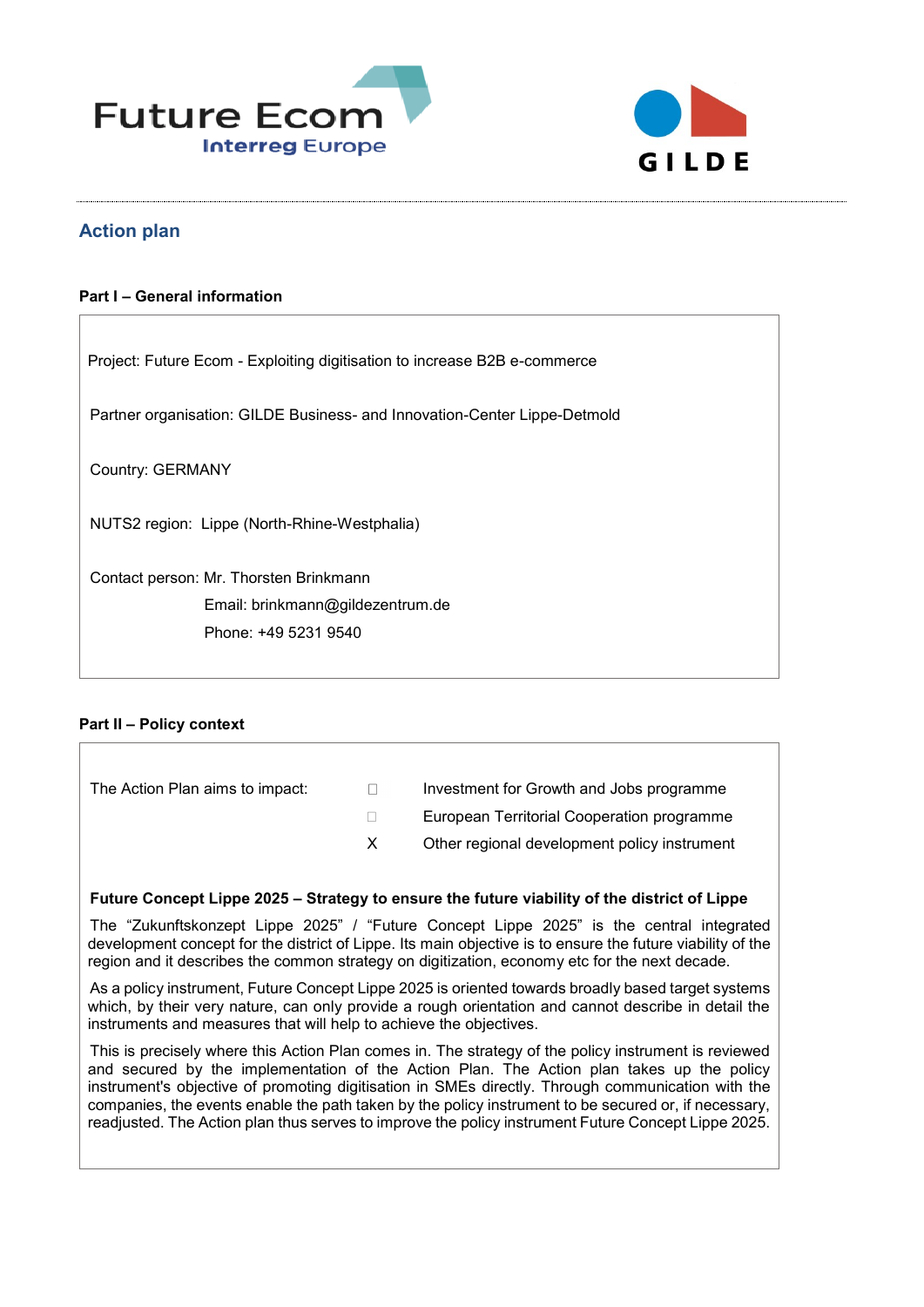Future Ecom
Interreg Europe

GILDE

## Action plan

### Part I – General information

Project: Future Ecom - Exploiting digitisation to increase B2B e-commerce

Partner organisation: GILDE Business- and Innovation-Center Lippe-Detmold

Country: GERMANY

NUTS2 region: Lippe (North-Rhine-Westphalia)

Contact person: Mr. Thorsten Brinkmann
Email: brinkmann@gildezentrum.de
Phone: +49 5231 9540

### Part II – Policy context

The Action Plan aims to impact:

- ☐ Investment for Growth and Jobs programme
- ☐ European Territorial Cooperation programme
- X Other regional development policy instrument

**Future Concept Lippe 2025 – Strategy to ensure the future viability of the district of Lippe**

The "Zukunftskonzept Lippe 2025" / "Future Concept Lippe 2025" is the central integrated development concept for the district of Lippe. Its main objective is to ensure the future viability of the region and it describes the common strategy on digitization, economy etc for the next decade.

As a policy instrument, Future Concept Lippe 2025 is oriented towards broadly based target systems which, by their very nature, can only provide a rough orientation and cannot describe in detail the instruments and measures that will help to achieve the objectives.

This is precisely where this Action Plan comes in. The strategy of the policy instrument is reviewed and secured by the implementation of the Action Plan. The Action plan takes up the policy instrument's objective of promoting digitisation in SMEs directly. Through communication with the companies, the events enable the path taken by the policy instrument to be secured or, if necessary, readjusted. The Action plan thus serves to improve the policy instrument Future Concept Lippe 2025.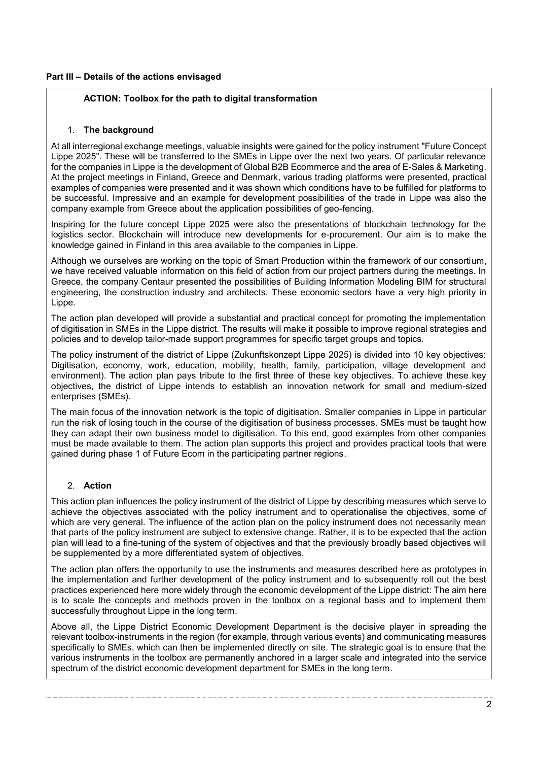**Part III – Details of the actions envisaged**

**ACTION: Toolbox for the path to digital transformation**

1. **The background**

At all interregional exchange meetings, valuable insights were gained for the policy instrument "Future Concept Lippe 2025". These will be transferred to the SMEs in Lippe over the next two years. Of particular relevance for the companies in Lippe is the development of Global B2B Ecommerce and the area of E-Sales & Marketing. At the project meetings in Finland, Greece and Denmark, various trading platforms were presented, practical examples of companies were presented and it was shown which conditions have to be fulfilled for platforms to be successful. Impressive and an example for development possibilities of the trade in Lippe was also the company example from Greece about the application possibilities of geo-fencing.

Inspiring for the future concept Lippe 2025 were also the presentations of blockchain technology for the logistics sector. Blockchain will introduce new developments for e-procurement. Our aim is to make the knowledge gained in Finland in this area available to the companies in Lippe.

Although we ourselves are working on the topic of Smart Production within the framework of our consortium, we have received valuable information on this field of action from our project partners during the meetings. In Greece, the company Centaur presented the possibilities of Building Information Modeling BIM for structural engineering, the construction industry and architects. These economic sectors have a very high priority in Lippe.

The action plan developed will provide a substantial and practical concept for promoting the implementation of digitisation in SMEs in the Lippe district. The results will make it possible to improve regional strategies and policies and to develop tailor-made support programmes for specific target groups and topics.

The policy instrument of the district of Lippe (Zukunftskonzept Lippe 2025) is divided into 10 key objectives: Digitisation, economy, work, education, mobility, health, family, participation, village development and environment). The action plan pays tribute to the first three of these key objectives. To achieve these key objectives, the district of Lippe intends to establish an innovation network for small and medium-sized enterprises (SMEs).

The main focus of the innovation network is the topic of digitisation. Smaller companies in Lippe in particular run the risk of losing touch in the course of the digitisation of business processes. SMEs must be taught how they can adapt their own business model to digitisation. To this end, good examples from other companies must be made available to them. The action plan supports this project and provides practical tools that were gained during phase 1 of Future Ecom in the participating partner regions.

2. **Action**

This action plan influences the policy instrument of the district of Lippe by describing measures which serve to achieve the objectives associated with the policy instrument and to operationalise the objectives, some of which are very general. The influence of the action plan on the policy instrument does not necessarily mean that parts of the policy instrument are subject to extensive change. Rather, it is to be expected that the action plan will lead to a fine-tuning of the system of objectives and that the previously broadly based objectives will be supplemented by a more differentiated system of objectives.

The action plan offers the opportunity to use the instruments and measures described here as prototypes in the implementation and further development of the policy instrument and to subsequently roll out the best practices experienced here more widely through the economic development of the Lippe district: The aim here is to scale the concepts and methods proven in the toolbox on a regional basis and to implement them successfully throughout Lippe in the long term.

Above all, the Lippe District Economic Development Department is the decisive player in spreading the relevant toolbox-instruments in the region (for example, through various events) and communicating measures specifically to SMEs, which can then be implemented directly on site. The strategic goal is to ensure that the various instruments in the toolbox are permanently anchored in a larger scale and integrated into the service spectrum of the district economic development department for SMEs in the long term.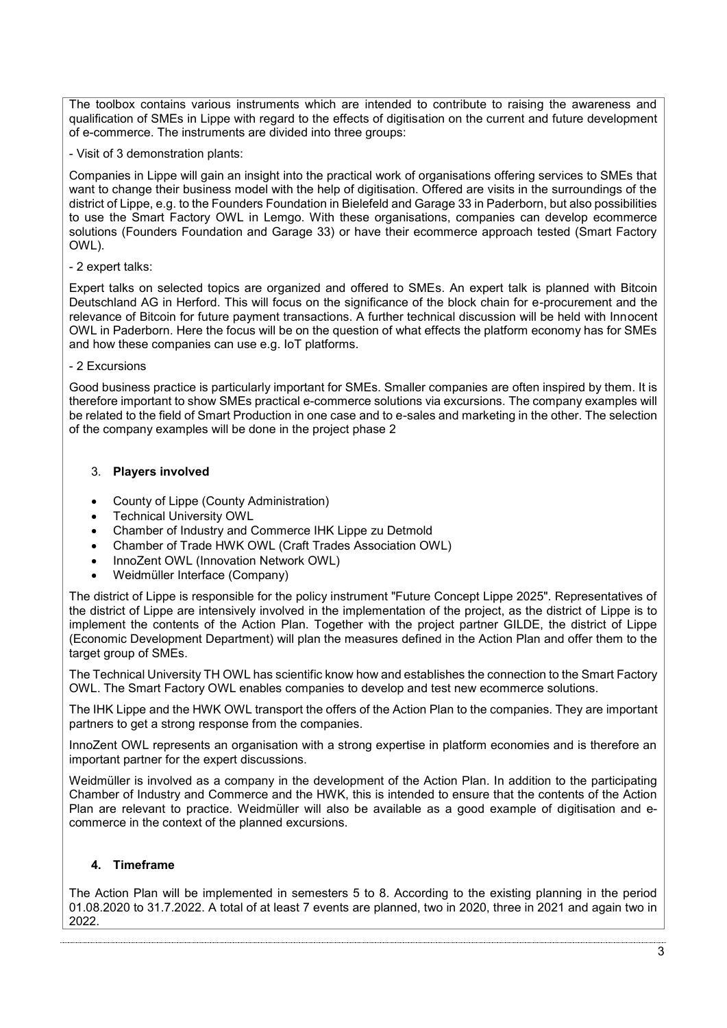The toolbox contains various instruments which are intended to contribute to raising the awareness and qualification of SMEs in Lippe with regard to the effects of digitisation on the current and future development of e-commerce. The instruments are divided into three groups:

- Visit of 3 demonstration plants:

Companies in Lippe will gain an insight into the practical work of organisations offering services to SMEs that want to change their business model with the help of digitisation. Offered are visits in the surroundings of the district of Lippe, e.g. to the Founders Foundation in Bielefeld and Garage 33 in Paderborn, but also possibilities to use the Smart Factory OWL in Lemgo. With these organisations, companies can develop ecommerce solutions (Founders Foundation and Garage 33) or have their ecommerce approach tested (Smart Factory OWL).

- 2 expert talks:

Expert talks on selected topics are organized and offered to SMEs. An expert talk is planned with Bitcoin Deutschland AG in Herford. This will focus on the significance of the block chain for e-procurement and the relevance of Bitcoin for future payment transactions. A further technical discussion will be held with Innocent OWL in Paderborn. Here the focus will be on the question of what effects the platform economy has for SMEs and how these companies can use e.g. IoT platforms.

- 2 Excursions

Good business practice is particularly important for SMEs. Smaller companies are often inspired by them. It is therefore important to show SMEs practical e-commerce solutions via excursions. The company examples will be related to the field of Smart Production in one case and to e-sales and marketing in the other. The selection of the company examples will be done in the project phase 2

## 3. **Players involved**

- County of Lippe (County Administration)
- Technical University OWL
- Chamber of Industry and Commerce IHK Lippe zu Detmold
- Chamber of Trade HWK OWL (Craft Trades Association OWL)
- InnoZent OWL (Innovation Network OWL)
- Weidmüller Interface (Company)

The district of Lippe is responsible for the policy instrument "Future Concept Lippe 2025". Representatives of the district of Lippe are intensively involved in the implementation of the project, as the district of Lippe is to implement the contents of the Action Plan. Together with the project partner GILDE, the district of Lippe (Economic Development Department) will plan the measures defined in the Action Plan and offer them to the target group of SMEs.

The Technical University TH OWL has scientific know how and establishes the connection to the Smart Factory OWL. The Smart Factory OWL enables companies to develop and test new ecommerce solutions.

The IHK Lippe and the HWK OWL transport the offers of the Action Plan to the companies. They are important partners to get a strong response from the companies.

InnoZent OWL represents an organisation with a strong expertise in platform economies and is therefore an important partner for the expert discussions.

Weidmüller is involved as a company in the development of the Action Plan. In addition to the participating Chamber of Industry and Commerce and the HWK, this is intended to ensure that the contents of the Action Plan are relevant to practice. Weidmüller will also be available as a good example of digitisation and e-commerce in the context of the planned excursions.

## 4. **Timeframe**

The Action Plan will be implemented in semesters 5 to 8. According to the existing planning in the period 01.08.2020 to 31.7.2022. A total of at least 7 events are planned, two in 2020, three in 2021 and again two in 2022.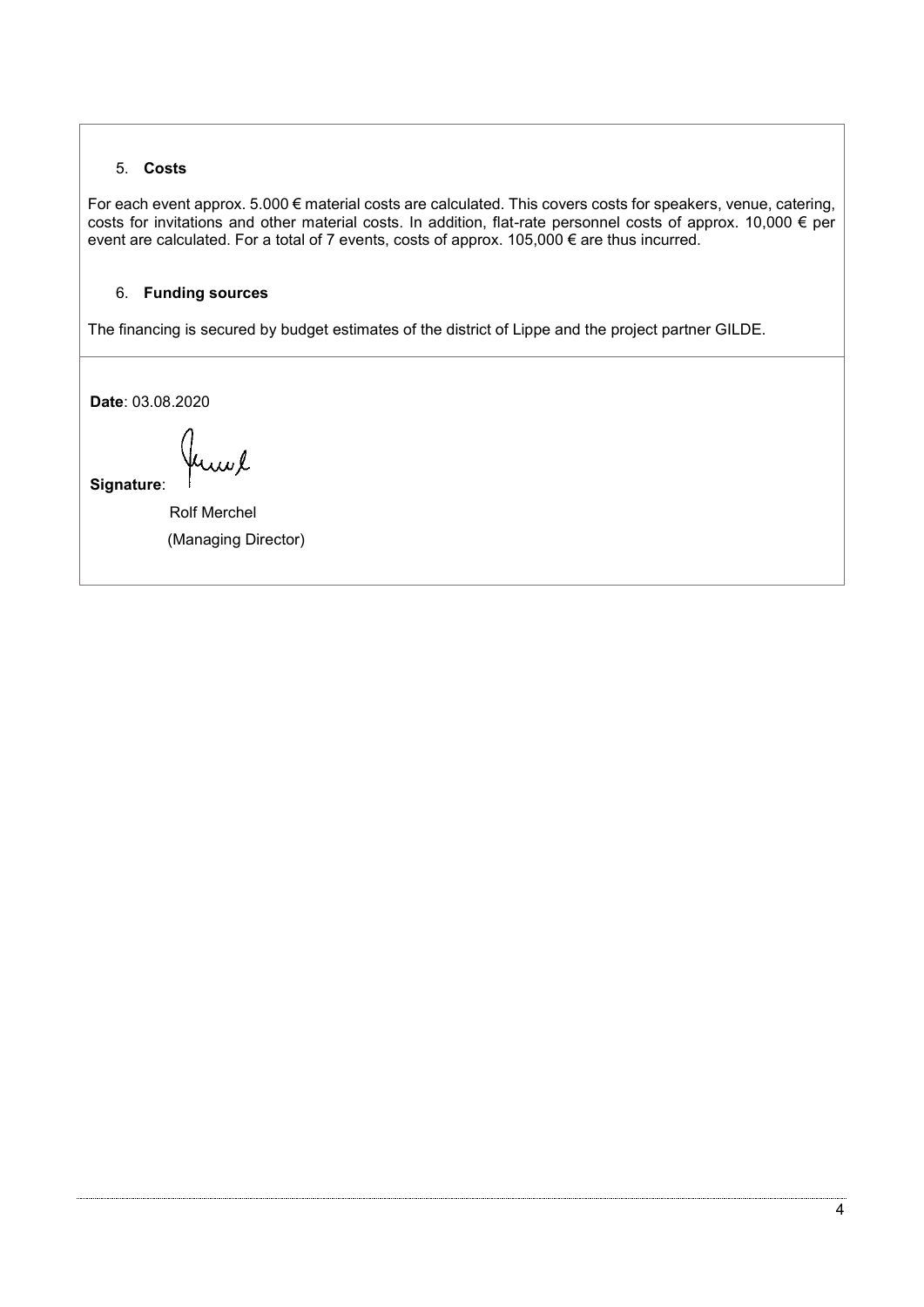### 5. **Costs**

For each event approx. 5.000 € material costs are calculated. This covers costs for speakers, venue, catering, costs for invitations and other material costs. In addition, flat-rate personnel costs of approx. 10,000 € per event are calculated. For a total of 7 events, costs of approx. 105,000 € are thus incurred.

### 6. **Funding sources**

The financing is secured by budget estimates of the district of Lippe and the project partner GILDE.

**Date**: 03.08.2020

**Signature**:

Rolf Merchel
(Managing Director)